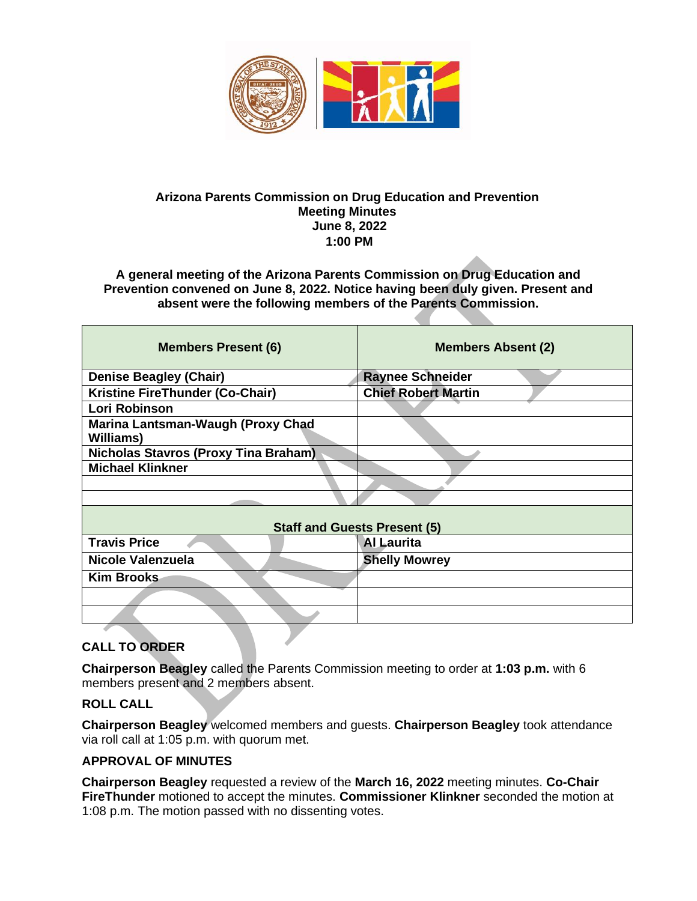**Arizona Parents Commission on Drug Education and Prevention**
**Meeting Minutes**
**June 8, 2022**
**1:00 PM**

**A general meeting of the Arizona Parents Commission on Drug Education and Prevention convened on June 8, 2022. Notice having been duly given. Present and absent were the following members of the Parents Commission.**

| Members Present (6) | Members Absent (2) |
|---|---|
| Denise Beagley (Chair) | Raynee Schneider |
| Kristine FireThunder (Co-Chair) | Chief Robert Martin |
| Lori Robinson | |
| Marina Lantsman-Waugh (Proxy Chad Williams) | |
| Nicholas Stavros (Proxy Tina Braham) | |
| Michael Klinkner | |
| | |
| | |
| **Staff and Guests Present (5)** | |
| Travis Price | Al Laurita |
| Nicole Valenzuela | Shelly Mowrey |
| Kim Brooks | |
| | |
| | |

## CALL TO ORDER

**Chairperson Beagley** called the Parents Commission meeting to order at **1:03 p.m.** with 6 members present and 2 members absent.

## ROLL CALL

**Chairperson Beagley** welcomed members and guests. **Chairperson Beagley** took attendance via roll call at 1:05 p.m. with quorum met.

## APPROVAL OF MINUTES

**Chairperson Beagley** requested a review of the **March 16, 2022** meeting minutes. **Co-Chair FireThunder** motioned to accept the minutes. **Commissioner Klinkner** seconded the motion at 1:08 p.m. The motion passed with no dissenting votes.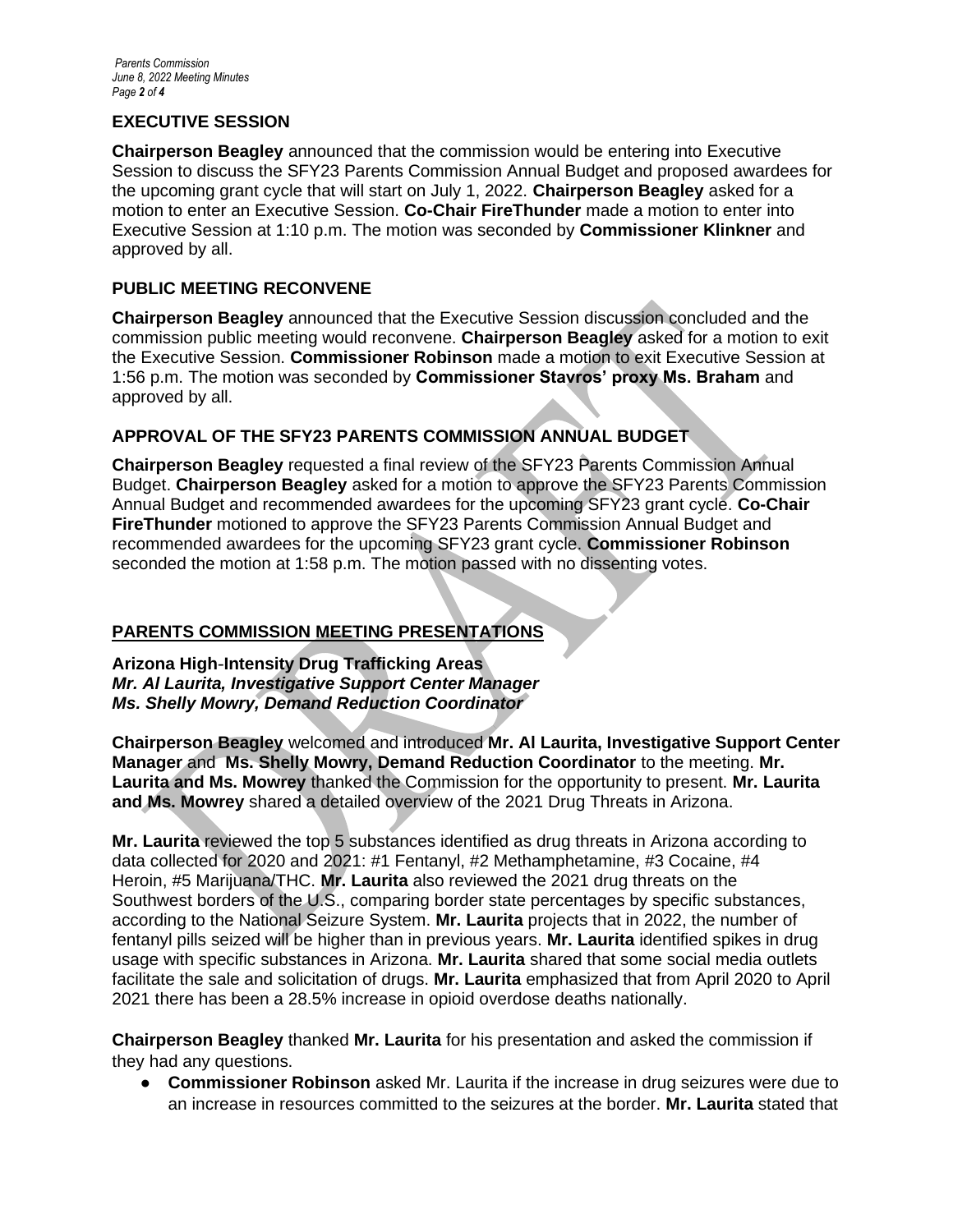## EXECUTIVE SESSION

**Chairperson Beagley** announced that the commission would be entering into Executive Session to discuss the SFY23 Parents Commission Annual Budget and proposed awardees for the upcoming grant cycle that will start on July 1, 2022. **Chairperson Beagley** asked for a motion to enter an Executive Session. **Co-Chair FireThunder** made a motion to enter into Executive Session at 1:10 p.m. The motion was seconded by **Commissioner Klinkner** and approved by all.

## PUBLIC MEETING RECONVENE

**Chairperson Beagley** announced that the Executive Session discussion concluded and the commission public meeting would reconvene. **Chairperson Beagley** asked for a motion to exit the Executive Session. **Commissioner Robinson** made a motion to exit Executive Session at 1:56 p.m. The motion was seconded by **Commissioner Stavros' proxy Ms. Braham** and approved by all.

## APPROVAL OF THE SFY23 PARENTS COMMISSION ANNUAL BUDGET

**Chairperson Beagley** requested a final review of the SFY23 Parents Commission Annual Budget. **Chairperson Beagley** asked for a motion to approve the SFY23 Parents Commission Annual Budget and recommended awardees for the upcoming SFY23 grant cycle. **Co-Chair FireThunder** motioned to approve the SFY23 Parents Commission Annual Budget and recommended awardees for the upcoming SFY23 grant cycle. **Commissioner Robinson** seconded the motion at 1:58 p.m. The motion passed with no dissenting votes.

## PARENTS COMMISSION MEETING PRESENTATIONS

**Arizona High-Intensity Drug Trafficking Areas**
***Mr. Al Laurita, Investigative Support Center Manager***
***Ms. Shelly Mowry, Demand Reduction Coordinator***

**Chairperson Beagley** welcomed and introduced **Mr. Al Laurita, Investigative Support Center Manager** and **Ms. Shelly Mowry, Demand Reduction Coordinator** to the meeting. **Mr. Laurita and Ms. Mowry** thanked the Commission for the opportunity to present. **Mr. Laurita and Ms. Mowrey** shared a detailed overview of the 2021 Drug Threats in Arizona.

**Mr. Laurita** reviewed the top 5 substances identified as drug threats in Arizona according to data collected for 2020 and 2021: #1 Fentanyl, #2 Methamphetamine, #3 Cocaine, #4 Heroin, #5 Marijuana/THC. **Mr. Laurita** also reviewed the 2021 drug threats on the Southwest borders of the U.S., comparing border state percentages by specific substances, according to the National Seizure System. **Mr. Laurita** projects that in 2022, the number of fentanyl pills seized will be higher than in previous years. **Mr. Laurita** identified spikes in drug usage with specific substances in Arizona. **Mr. Laurita** shared that some social media outlets facilitate the sale and solicitation of drugs. **Mr. Laurita** emphasized that from April 2020 to April 2021 there has been a 28.5% increase in opioid overdose deaths nationally.

**Chairperson Beagley** thanked **Mr. Laurita** for his presentation and asked the commission if they had any questions.

- **Commissioner Robinson** asked Mr. Laurita if the increase in drug seizures were due to an increase in resources committed to the seizures at the border. **Mr. Laurita** stated that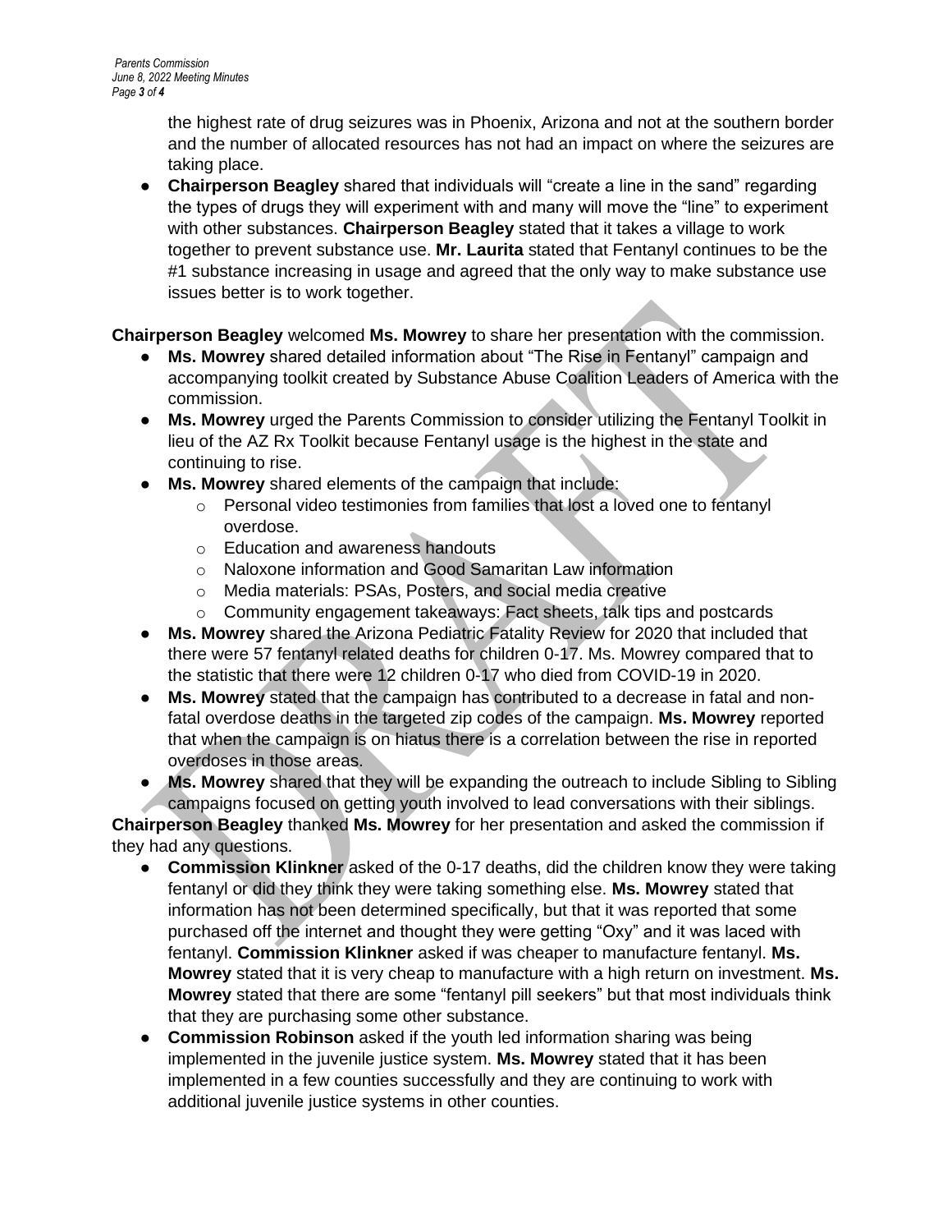the highest rate of drug seizures was in Phoenix, Arizona and not at the southern border and the number of allocated resources has not had an impact on where the seizures are taking place.

- **Chairperson Beagley** shared that individuals will "create a line in the sand" regarding the types of drugs they will experiment with and many will move the "line" to experiment with other substances. **Chairperson Beagley** stated that it takes a village to work together to prevent substance use. **Mr. Laurita** stated that Fentanyl continues to be the #1 substance increasing in usage and agreed that the only way to make substance use issues better is to work together.

**Chairperson Beagley** welcomed **Ms. Mowrey** to share her presentation with the commission.

- **Ms. Mowrey** shared detailed information about "The Rise in Fentanyl" campaign and accompanying toolkit created by Substance Abuse Coalition Leaders of America with the commission.
- **Ms. Mowrey** urged the Parents Commission to consider utilizing the Fentanyl Toolkit in lieu of the AZ Rx Toolkit because Fentanyl usage is the highest in the state and continuing to rise.
- **Ms. Mowrey** shared elements of the campaign that include:
  - Personal video testimonies from families that lost a loved one to fentanyl overdose.
  - Education and awareness handouts
  - Naloxone information and Good Samaritan Law information
  - Media materials: PSAs, Posters, and social media creative
  - Community engagement takeaways: Fact sheets, talk tips and postcards
- **Ms. Mowrey** shared the Arizona Pediatric Fatality Review for 2020 that included that there were 57 fentanyl related deaths for children 0-17. Ms. Mowrey compared that to the statistic that there were 12 children 0-17 who died from COVID-19 in 2020.
- **Ms. Mowrey** stated that the campaign has contributed to a decrease in fatal and non-fatal overdose deaths in the targeted zip codes of the campaign. **Ms. Mowrey** reported that when the campaign is on hiatus there is a correlation between the rise in reported overdoses in those areas.
- **Ms. Mowrey** shared that they will be expanding the outreach to include Sibling to Sibling campaigns focused on getting youth involved to lead conversations with their siblings.

**Chairperson Beagley** thanked **Ms. Mowrey** for her presentation and asked the commission if they had any questions.

- **Commission Klinkner** asked of the 0-17 deaths, did the children know they were taking fentanyl or did they think they were taking something else. **Ms. Mowrey** stated that information has not been determined specifically, but that it was reported that some purchased off the internet and thought they were getting "Oxy" and it was laced with fentanyl. **Commission Klinkner** asked if was cheaper to manufacture fentanyl. **Ms. Mowrey** stated that it is very cheap to manufacture with a high return on investment. **Ms. Mowrey** stated that there are some "fentanyl pill seekers" but that most individuals think that they are purchasing some other substance.
- **Commission Robinson** asked if the youth led information sharing was being implemented in the juvenile justice system. **Ms. Mowrey** stated that it has been implemented in a few counties successfully and they are continuing to work with additional juvenile justice systems in other counties.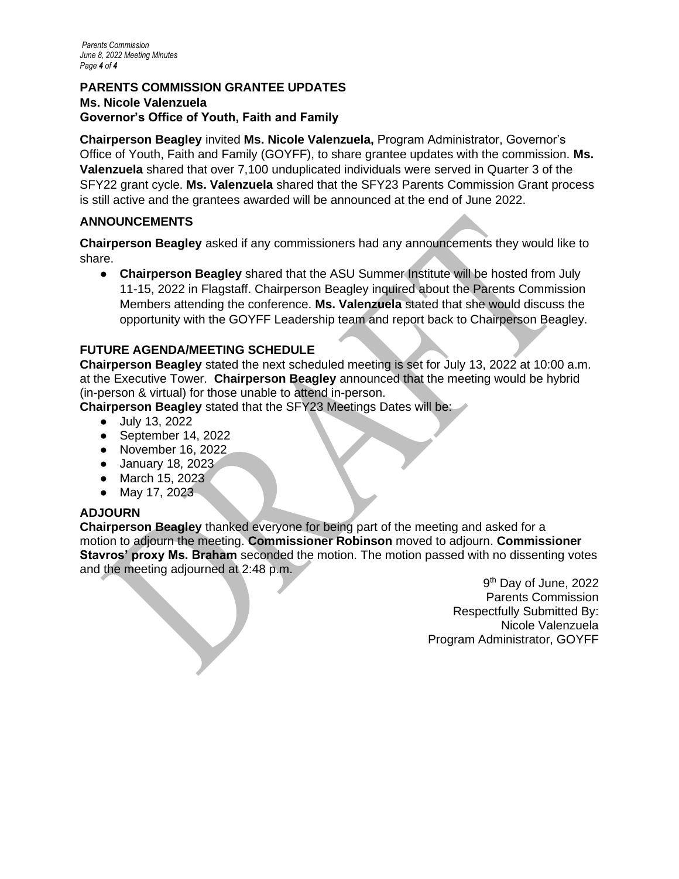**PARENTS COMMISSION GRANTEE UPDATES**
**Ms. Nicole Valenzuela**
**Governor's Office of Youth, Faith and Family**

**Chairperson Beagley** invited **Ms. Nicole Valenzuela,** Program Administrator, Governor's Office of Youth, Faith and Family (GOYFF), to share grantee updates with the commission. **Ms. Valenzuela** shared that over 7,100 unduplicated individuals were served in Quarter 3 of the SFY22 grant cycle. **Ms. Valenzuela** shared that the SFY23 Parents Commission Grant process is still active and the grantees awarded will be announced at the end of June 2022.

**ANNOUNCEMENTS**

**Chairperson Beagley** asked if any commissioners had any announcements they would like to share.

- **Chairperson Beagley** shared that the ASU Summer Institute will be hosted from July 11-15, 2022 in Flagstaff. Chairperson Beagley inquired about the Parents Commission Members attending the conference. **Ms. Valenzuela** stated that she would discuss the opportunity with the GOYFF Leadership team and report back to Chairperson Beagley.

**FUTURE AGENDA/MEETING SCHEDULE**

**Chairperson Beagley** stated the next scheduled meeting is set for July 13, 2022 at 10:00 a.m. at the Executive Tower. **Chairperson Beagley** announced that the meeting would be hybrid (in-person & virtual) for those unable to attend in-person.

**Chairperson Beagley** stated that the SFY23 Meetings Dates will be:

- July 13, 2022
- September 14, 2022
- November 16, 2022
- January 18, 2023
- March 15, 2023
- May 17, 2023

**ADJOURN**

**Chairperson Beagley** thanked everyone for being part of the meeting and asked for a motion to adjourn the meeting. **Commissioner Robinson** moved to adjourn. **Commissioner Stavros' proxy Ms. Braham** seconded the motion. The motion passed with no dissenting votes and the meeting adjourned at 2:48 p.m.

9th Day of June, 2022
Parents Commission
Respectfully Submitted By:
Nicole Valenzuela
Program Administrator, GOYFF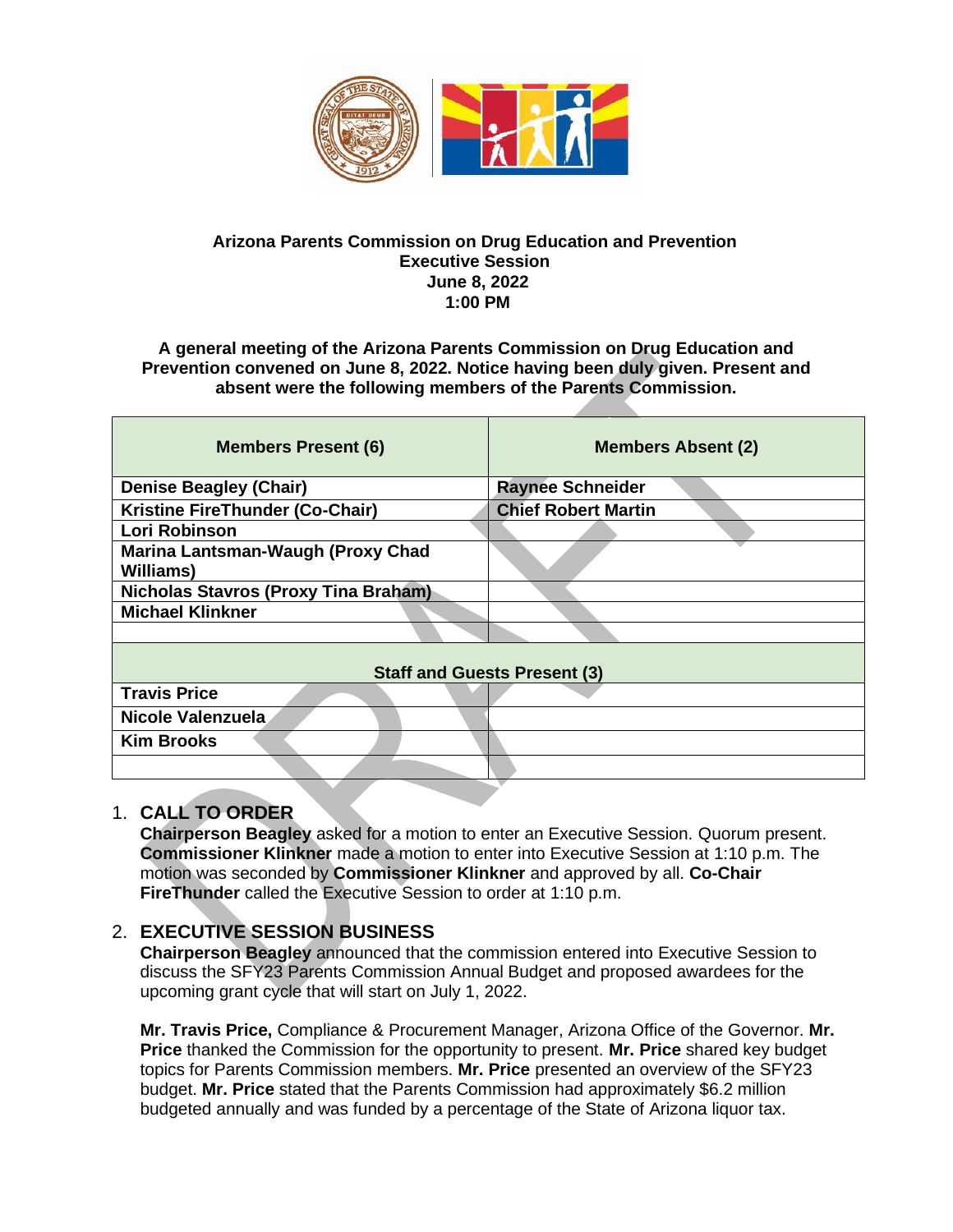**Arizona Parents Commission on Drug Education and Prevention**
**Executive Session**
**June 8, 2022**
**1:00 PM**

**A general meeting of the Arizona Parents Commission on Drug Education and Prevention convened on June 8, 2022. Notice having been duly given. Present and absent were the following members of the Parents Commission.**

| Members Present (6) | Members Absent (2) |
|---|---|
| Denise Beagley (Chair) | Raynee Schneider |
| Kristine FireThunder (Co-Chair) | Chief Robert Martin |
| Lori Robinson | |
| Marina Lantsman-Waugh (Proxy Chad Williams) | |
| Nicholas Stavros (Proxy Tina Braham) | |
| Michael Klinkner | |
| | |
| **Staff and Guests Present (3)** | |
| Travis Price | |
| Nicole Valenzuela | |
| Kim Brooks | |
| | |

1. **CALL TO ORDER**
   **Chairperson Beagley** asked for a motion to enter an Executive Session. Quorum present. **Commissioner Klinkner** made a motion to enter into Executive Session at 1:10 p.m. The motion was seconded by **Commissioner Klinkner** and approved by all. **Co-Chair FireThunder** called the Executive Session to order at 1:10 p.m.

2. **EXECUTIVE SESSION BUSINESS**
   **Chairperson Beagley** announced that the commission entered into Executive Session to discuss the SFY23 Parents Commission Annual Budget and proposed awardees for the upcoming grant cycle that will start on July 1, 2022.

   **Mr. Travis Price,** Compliance & Procurement Manager, Arizona Office of the Governor. **Mr. Price** thanked the Commission for the opportunity to present. **Mr. Price** shared key budget topics for Parents Commission members. **Mr. Price** presented an overview of the SFY23 budget. **Mr. Price** stated that the Parents Commission had approximately $6.2 million budgeted annually and was funded by a percentage of the State of Arizona liquor tax.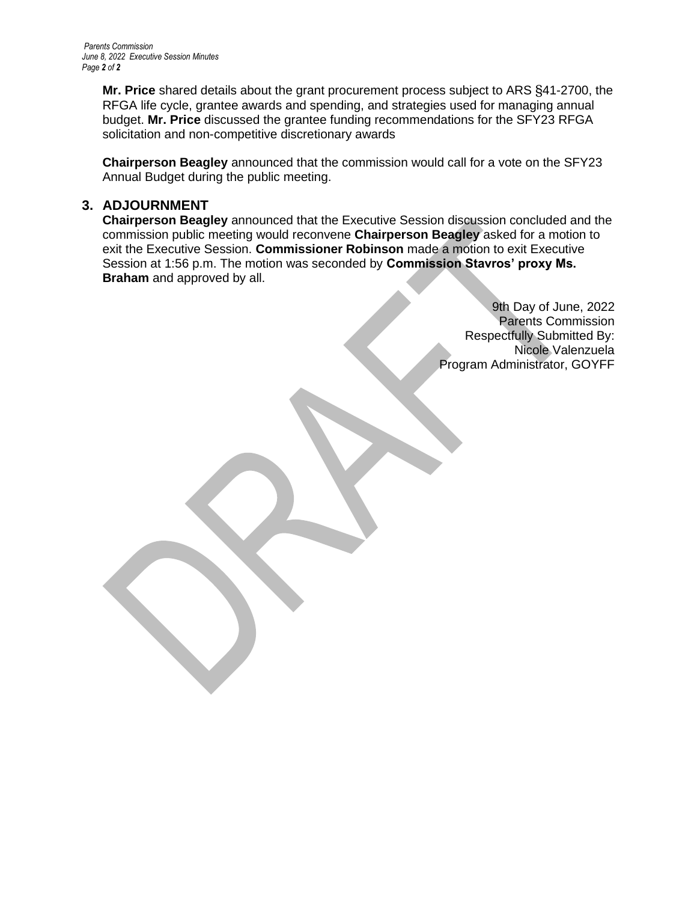**Mr. Price** shared details about the grant procurement process subject to ARS §41-2700, the RFGA life cycle, grantee awards and spending, and strategies used for managing annual budget. **Mr. Price** discussed the grantee funding recommendations for the SFY23 RFGA solicitation and non-competitive discretionary awards

**Chairperson Beagley** announced that the commission would call for a vote on the SFY23 Annual Budget during the public meeting.

## 3. ADJOURNMENT

**Chairperson Beagley** announced that the Executive Session discussion concluded and the commission public meeting would reconvene **Chairperson Beagley** asked for a motion to exit the Executive Session. **Commissioner Robinson** made a motion to exit Executive Session at 1:56 p.m. The motion was seconded by **Commission Stavros' proxy Ms. Braham** and approved by all.

9th Day of June, 2022
Parents Commission
Respectfully Submitted By:
Nicole Valenzuela
Program Administrator, GOYFF

DRAFT